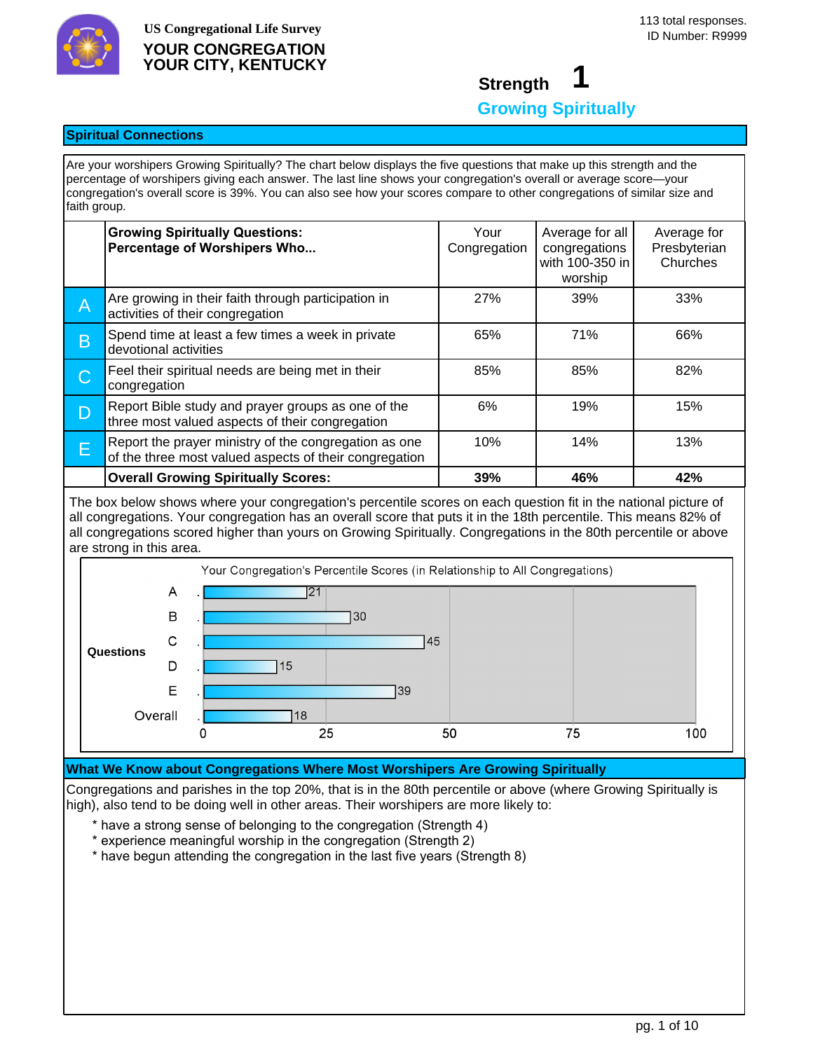US Congregational Life Survey

**YOUR CONGREGATION**
**YOUR CITY, KENTUCKY**

113 total responses.
ID Number: R9999

# Strength 1

## Growing Spiritually

### Spiritual Connections

Are your worshipers Growing Spiritually? The chart below displays the five questions that make up this strength and the percentage of worshipers giving each answer. The last line shows your congregation's overall or average score—your congregation's overall score is 39%. You can also see how your scores compare to other congregations of similar size and faith group.

| | Growing Spiritually Questions: Percentage of Worshipers Who... | Your Congregation | Average for all congregations with 100-350 in worship | Average for Presbyterian Churches |
|---|---|---|---|---|
| A | Are growing in their faith through participation in activities of their congregation | 27% | 39% | 33% |
| B | Spend time at least a few times a week in private devotional activities | 65% | 71% | 66% |
| C | Feel their spiritual needs are being met in their congregation | 85% | 85% | 82% |
| D | Report Bible study and prayer groups as one of the three most valued aspects of their congregation | 6% | 19% | 15% |
| E | Report the prayer ministry of the congregation as one of the three most valued aspects of their congregation | 10% | 14% | 13% |
| | **Overall Growing Spiritually Scores:** | **39%** | **46%** | **42%** |

The box below shows where your congregation's percentile scores on each question fit in the national picture of all congregations. Your congregation has an overall score that puts it in the 18th percentile. This means 82% of all congregations scored higher than yours on Growing Spiritually. Congregations in the 80th percentile or above are strong in this area.

Your Congregation's Percentile Scores (in Relationship to All Congregations)

| Questions | Percentile |
|---|---|
| A | 21 |
| B | 30 |
| C | 45 |
| D | 15 |
| E | 39 |
| Overall | 18 |

### What We Know about Congregations Where Most Worshipers Are Growing Spiritually

Congregations and parishes in the top 20%, that is in the 80th percentile or above (where Growing Spiritually is high), also tend to be doing well in other areas. Their worshipers are more likely to:

* have a strong sense of belonging to the congregation (Strength 4)
* experience meaningful worship in the congregation (Strength 2)
* have begun attending the congregation in the last five years (Strength 8)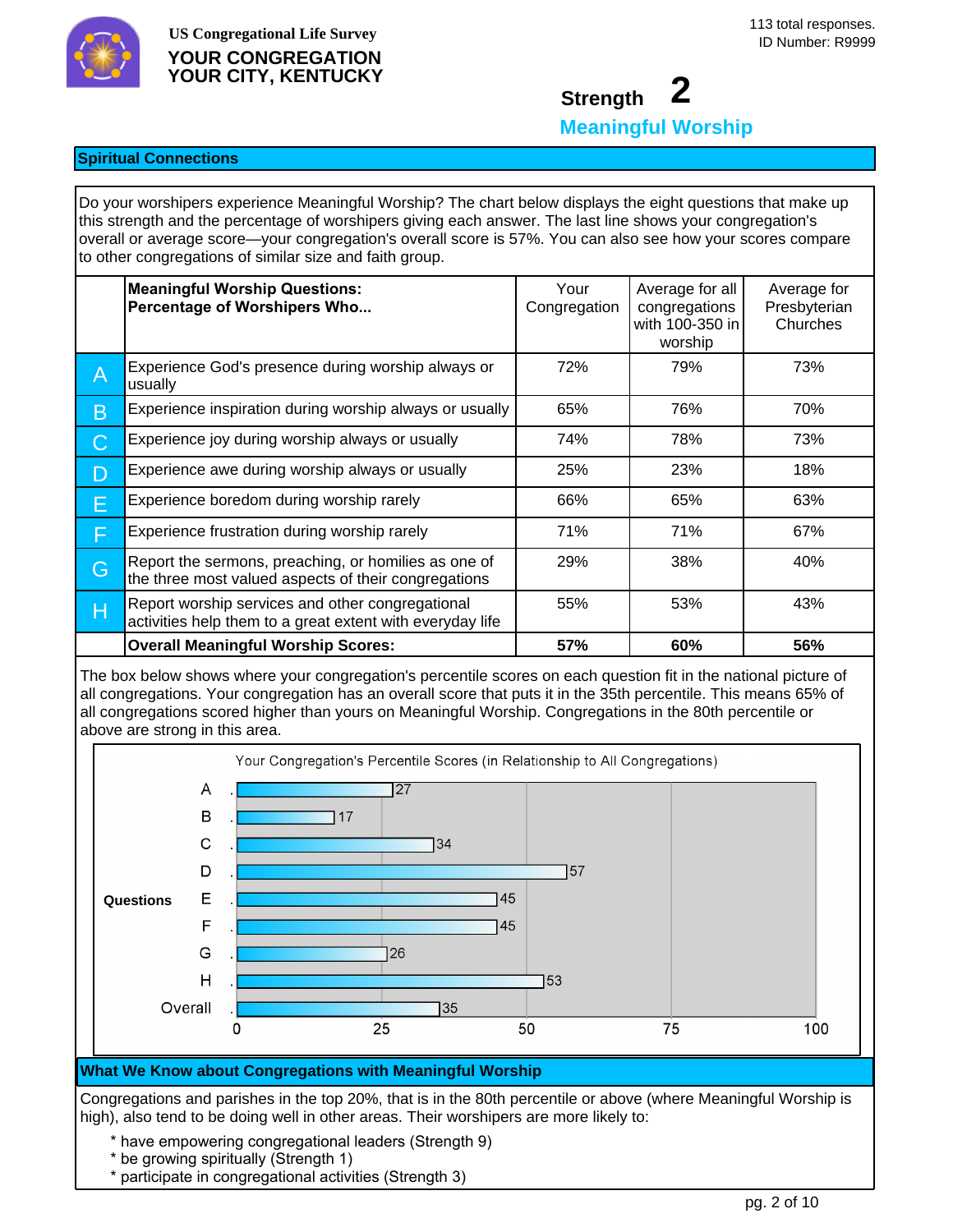US Congregational Life Survey

**YOUR CONGREGATION**
**YOUR CITY, KENTUCKY**

113 total responses.
ID Number: R9999

## Strength 2
## Meaningful Worship

### Spiritual Connections

Do your worshipers experience Meaningful Worship? The chart below displays the eight questions that make up this strength and the percentage of worshipers giving each answer. The last line shows your congregation's overall or average score—your congregation's overall score is 57%. You can also see how your scores compare to other congregations of similar size and faith group.

| | **Meaningful Worship Questions: Percentage of Worshipers Who...** | Your Congregation | Average for all congregations with 100-350 in worship | Average for Presbyterian Churches |
|---|---|---|---|---|
| A | Experience God's presence during worship always or usually | 72% | 79% | 73% |
| B | Experience inspiration during worship always or usually | 65% | 76% | 70% |
| C | Experience joy during worship always or usually | 74% | 78% | 73% |
| D | Experience awe during worship always or usually | 25% | 23% | 18% |
| E | Experience boredom during worship rarely | 66% | 65% | 63% |
| F | Experience frustration during worship rarely | 71% | 71% | 67% |
| G | Report the sermons, preaching, or homilies as one of the three most valued aspects of their congregations | 29% | 38% | 40% |
| H | Report worship services and other congregational activities help them to a great extent with everyday life | 55% | 53% | 43% |
| | **Overall Meaningful Worship Scores:** | **57%** | **60%** | **56%** |

The box below shows where your congregation's percentile scores on each question fit in the national picture of all congregations. Your congregation has an overall score that puts it in the 35th percentile. This means 65% of all congregations scored higher than yours on Meaningful Worship. Congregations in the 80th percentile or above are strong in this area.

Your Congregation's Percentile Scores (in Relationship to All Congregations)

| Questions | Percentile |
|---|---|
| A | 27 |
| B | 17 |
| C | 34 |
| D | 57 |
| E | 45 |
| F | 45 |
| G | 26 |
| H | 53 |
| Overall | 35 |

### What We Know about Congregations with Meaningful Worship

Congregations and parishes in the top 20%, that is in the 80th percentile or above (where Meaningful Worship is high), also tend to be doing well in other areas. Their worshipers are more likely to:

* have empowering congregational leaders (Strength 9)
* be growing spiritually (Strength 1)
* participate in congregational activities (Strength 3)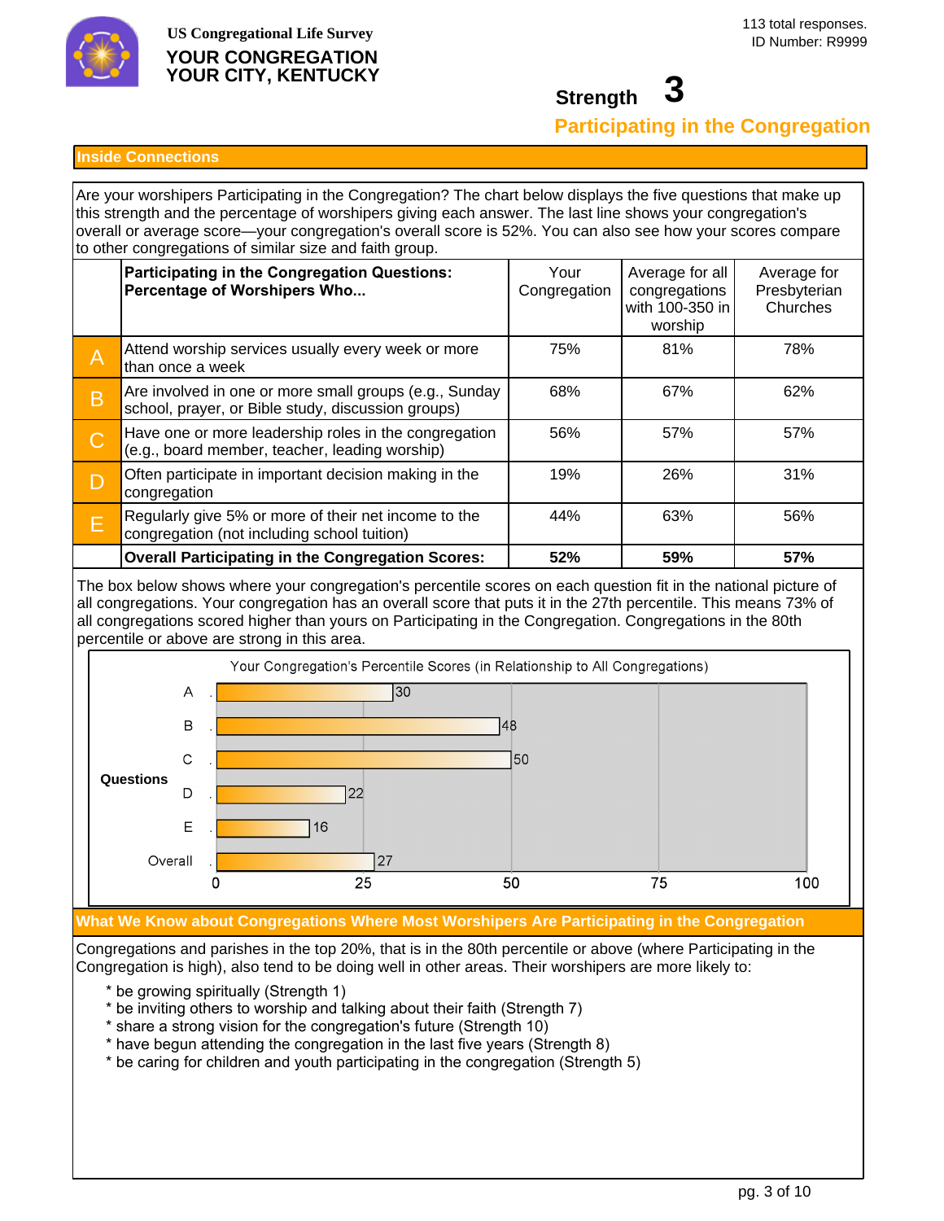US Congregational Life Survey

**YOUR CONGREGATION**
**YOUR CITY, KENTUCKY**

113 total responses.
ID Number: R9999

# Strength 3

## Participating in the Congregation

### Inside Connections

Are your worshipers Participating in the Congregation? The chart below displays the five questions that make up this strength and the percentage of worshipers giving each answer. The last line shows your congregation's overall or average score—your congregation's overall score is 52%. You can also see how your scores compare to other congregations of similar size and faith group.

| | **Participating in the Congregation Questions: Percentage of Worshipers Who...** | Your Congregation | Average for all congregations with 100-350 in worship | Average for Presbyterian Churches |
|---|---|---|---|---|
| A | Attend worship services usually every week or more than once a week | 75% | 81% | 78% |
| B | Are involved in one or more small groups (e.g., Sunday school, prayer, or Bible study, discussion groups) | 68% | 67% | 62% |
| C | Have one or more leadership roles in the congregation (e.g., board member, teacher, leading worship) | 56% | 57% | 57% |
| D | Often participate in important decision making in the congregation | 19% | 26% | 31% |
| E | Regularly give 5% or more of their net income to the congregation (not including school tuition) | 44% | 63% | 56% |
| | **Overall Participating in the Congregation Scores:** | **52%** | **59%** | **57%** |

The box below shows where your congregation's percentile scores on each question fit in the national picture of all congregations. Your congregation has an overall score that puts it in the 27th percentile. This means 73% of all congregations scored higher than yours on Participating in the Congregation. Congregations in the 80th percentile or above are strong in this area.

Your Congregation's Percentile Scores (in Relationship to All Congregations)

| Questions | Percentile |
|---|---|
| A | 30 |
| B | 48 |
| C | 50 |
| D | 22 |
| E | 16 |
| Overall | 27 |

### What We Know about Congregations Where Most Worshipers Are Participating in the Congregation

Congregations and parishes in the top 20%, that is in the 80th percentile or above (where Participating in the Congregation is high), also tend to be doing well in other areas. Their worshipers are more likely to:

* be growing spiritually (Strength 1)
* be inviting others to worship and talking about their faith (Strength 7)
* share a strong vision for the congregation's future (Strength 10)
* have begun attending the congregation in the last five years (Strength 8)
* be caring for children and youth participating in the congregation (Strength 5)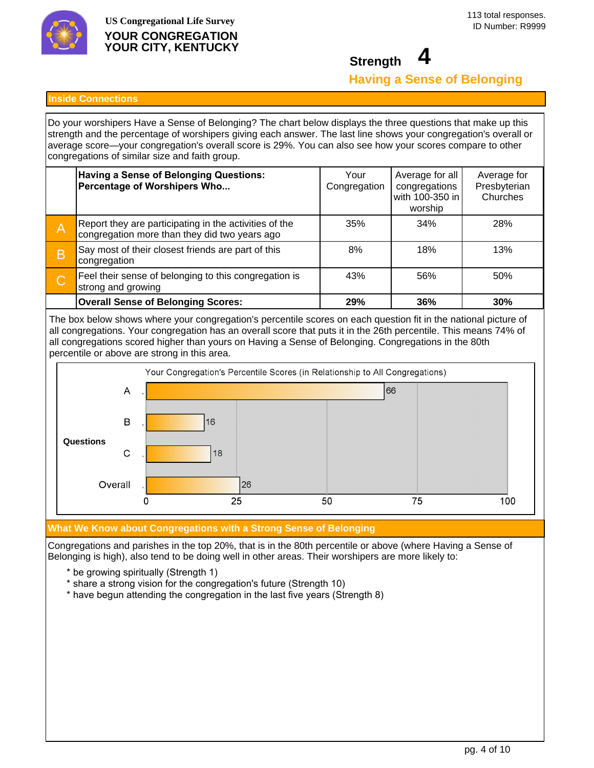US Congregational Life Survey

**YOUR CONGREGATION**
**YOUR CITY, KENTUCKY**

113 total responses.
ID Number: R9999

# Strength 4

## Having a Sense of Belonging

### Inside Connections

Do your worshipers Have a Sense of Belonging? The chart below displays the three questions that make up this strength and the percentage of worshipers giving each answer. The last line shows your congregation's overall or average score—your congregation's overall score is 29%. You can also see how your scores compare to other congregations of similar size and faith group.

| | **Having a Sense of Belonging Questions: Percentage of Worshipers Who...** | Your Congregation | Average for all congregations with 100-350 in worship | Average for Presbyterian Churches |
|---|---|---|---|---|
| A | Report they are participating in the activities of the congregation more than they did two years ago | 35% | 34% | 28% |
| B | Say most of their closest friends are part of this congregation | 8% | 18% | 13% |
| C | Feel their sense of belonging to this congregation is strong and growing | 43% | 56% | 50% |
| | **Overall Sense of Belonging Scores:** | **29%** | **36%** | **30%** |

The box below shows where your congregation's percentile scores on each question fit in the national picture of all congregations. Your congregation has an overall score that puts it in the 26th percentile. This means 74% of all congregations scored higher than yours on Having a Sense of Belonging. Congregations in the 80th percentile or above are strong in this area.

Your Congregation's Percentile Scores (in Relationship to All Congregations)

| Questions | Percentile |
|---|---|
| A | 66 |
| B | 16 |
| C | 18 |
| Overall | 26 |

### What We Know about Congregations with a Strong Sense of Belonging

Congregations and parishes in the top 20%, that is in the 80th percentile or above (where Having a Sense of Belonging is high), also tend to be doing well in other areas. Their worshipers are more likely to:

* be growing spiritually (Strength 1)
* share a strong vision for the congregation's future (Strength 10)
* have begun attending the congregation in the last five years (Strength 8)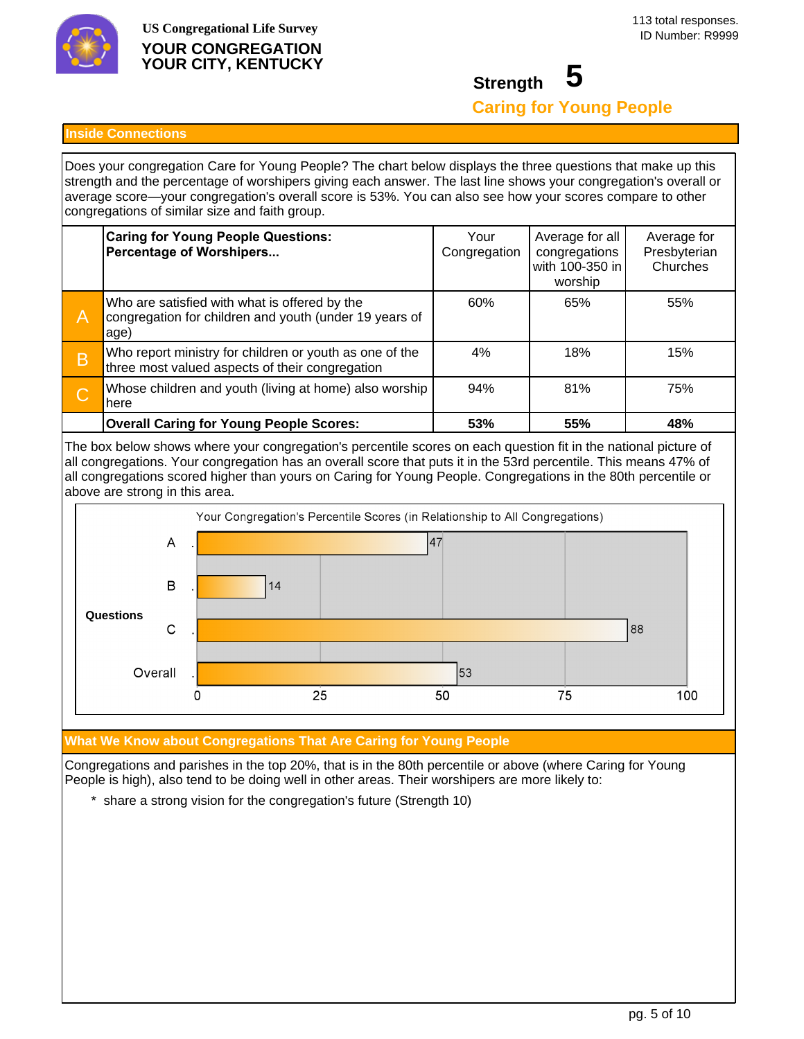US Congregational Life Survey

**YOUR CONGREGATION**
**YOUR CITY, KENTUCKY**

113 total responses.
ID Number: R9999

## Strength 5

## Caring for Young People

### Inside Connections

Does your congregation Care for Young People? The chart below displays the three questions that make up this strength and the percentage of worshipers giving each answer. The last line shows your congregation's overall or average score—your congregation's overall score is 53%. You can also see how your scores compare to other congregations of similar size and faith group.

| | **Caring for Young People Questions: Percentage of Worshipers...** | Your Congregation | Average for all congregations with 100-350 in worship | Average for Presbyterian Churches |
|---|---|---|---|---|
| A | Who are satisfied with what is offered by the congregation for children and youth (under 19 years of age) | 60% | 65% | 55% |
| B | Who report ministry for children or youth as one of the three most valued aspects of their congregation | 4% | 18% | 15% |
| C | Whose children and youth (living at home) also worship here | 94% | 81% | 75% |
| | **Overall Caring for Young People Scores:** | **53%** | **55%** | **48%** |

The box below shows where your congregation's percentile scores on each question fit in the national picture of all congregations. Your congregation has an overall score that puts it in the 53rd percentile. This means 47% of all congregations scored higher than yours on Caring for Young People. Congregations in the 80th percentile or above are strong in this area.

Your Congregation's Percentile Scores (in Relationship to All Congregations)

| Questions | Percentile |
|---|---|
| A | 47 |
| B | 14 |
| C | 88 |
| Overall | 53 |

### What We Know about Congregations That Are Caring for Young People

Congregations and parishes in the top 20%, that is in the 80th percentile or above (where Caring for Young People is high), also tend to be doing well in other areas. Their worshipers are more likely to:

* share a strong vision for the congregation's future (Strength 10)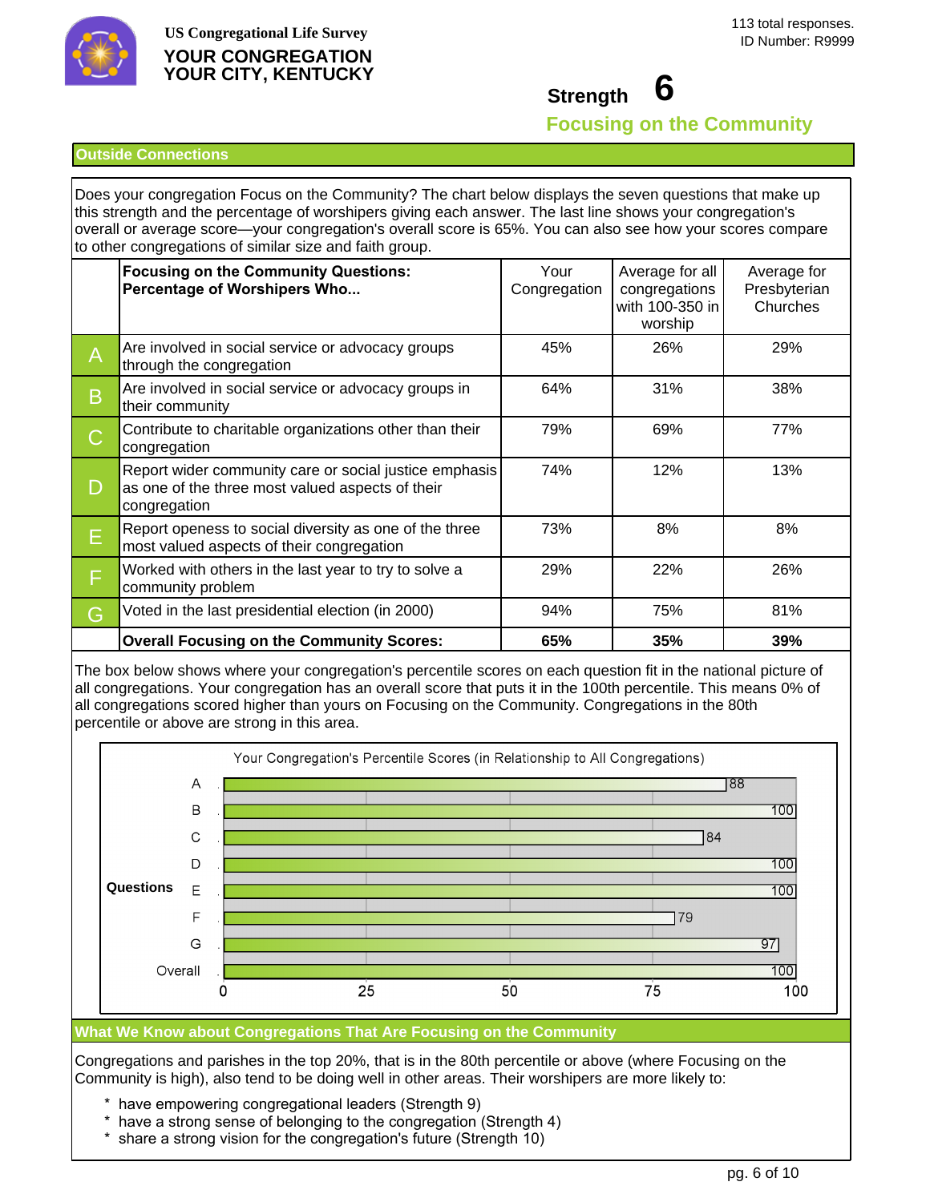US Congregational Life Survey

**YOUR CONGREGATION**
**YOUR CITY, KENTUCKY**

113 total responses.
ID Number: R9999

# Strength 6

## Focusing on the Community

### Outside Connections

Does your congregation Focus on the Community? The chart below displays the seven questions that make up this strength and the percentage of worshipers giving each answer. The last line shows your congregation's overall or average score—your congregation's overall score is 65%. You can also see how your scores compare to other congregations of similar size and faith group.

| | Focusing on the Community Questions: Percentage of Worshipers Who... | Your Congregation | Average for all congregations with 100-350 in worship | Average for Presbyterian Churches |
|---|---|---|---|---|
| A | Are involved in social service or advocacy groups through the congregation | 45% | 26% | 29% |
| B | Are involved in social service or advocacy groups in their community | 64% | 31% | 38% |
| C | Contribute to charitable organizations other than their congregation | 79% | 69% | 77% |
| D | Report wider community care or social justice emphasis as one of the three most valued aspects of their congregation | 74% | 12% | 13% |
| E | Report openess to social diversity as one of the three most valued aspects of their congregation | 73% | 8% | 8% |
| F | Worked with others in the last year to try to solve a community problem | 29% | 22% | 26% |
| G | Voted in the last presidential election (in 2000) | 94% | 75% | 81% |
| | **Overall Focusing on the Community Scores:** | **65%** | **35%** | **39%** |

The box below shows where your congregation's percentile scores on each question fit in the national picture of all congregations. Your congregation has an overall score that puts it in the 100th percentile. This means 0% of all congregations scored higher than yours on Focusing on the Community. Congregations in the 80th percentile or above are strong in this area.

Your Congregation's Percentile Scores (in Relationship to All Congregations)

| Questions | Percentile |
|---|---|
| A | 88 |
| B | 100 |
| C | 84 |
| D | 100 |
| E | 100 |
| F | 79 |
| G | 97 |
| Overall | 100 |

### What We Know about Congregations That Are Focusing on the Community

Congregations and parishes in the top 20%, that is in the 80th percentile or above (where Focusing on the Community is high), also tend to be doing well in other areas. Their worshipers are more likely to:

* have empowering congregational leaders (Strength 9)
* have a strong sense of belonging to the congregation (Strength 4)
* share a strong vision for the congregation's future (Strength 10)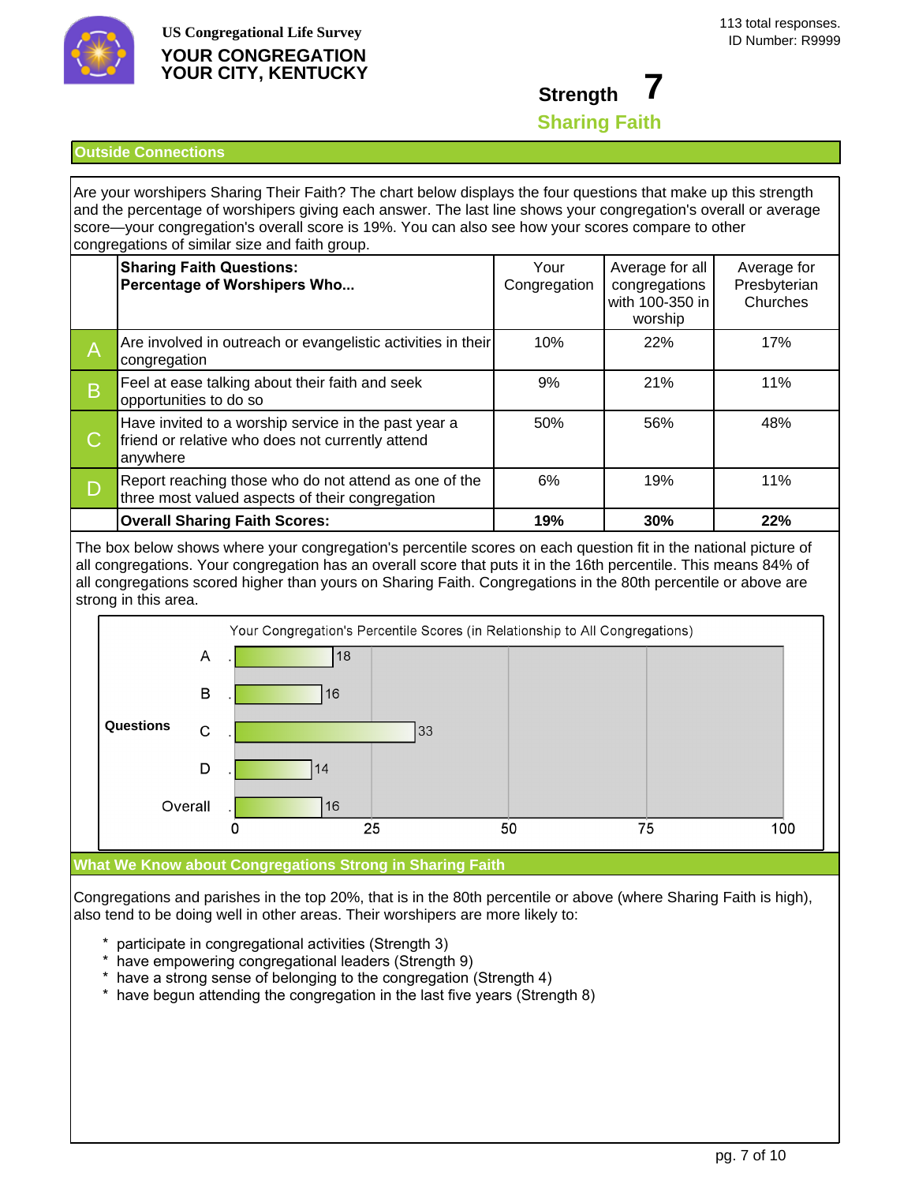US Congregational Life Survey

**YOUR CONGREGATION**
**YOUR CITY, KENTUCKY**

113 total responses.
ID Number: R9999

# Strength 7

## Sharing Faith

### Outside Connections

Are your worshipers Sharing Their Faith? The chart below displays the four questions that make up this strength and the percentage of worshipers giving each answer. The last line shows your congregation's overall or average score—your congregation's overall score is 19%. You can also see how your scores compare to other congregations of similar size and faith group.

| | **Sharing Faith Questions: Percentage of Worshipers Who...** | Your Congregation | Average for all congregations with 100-350 in worship | Average for Presbyterian Churches |
|---|---|---|---|---|
| A | Are involved in outreach or evangelistic activities in their congregation | 10% | 22% | 17% |
| B | Feel at ease talking about their faith and seek opportunities to do so | 9% | 21% | 11% |
| C | Have invited to a worship service in the past year a friend or relative who does not currently attend anywhere | 50% | 56% | 48% |
| D | Report reaching those who do not attend as one of the three most valued aspects of their congregation | 6% | 19% | 11% |
| | **Overall Sharing Faith Scores:** | **19%** | **30%** | **22%** |

The box below shows where your congregation's percentile scores on each question fit in the national picture of all congregations. Your congregation has an overall score that puts it in the 16th percentile. This means 84% of all congregations scored higher than yours on Sharing Faith. Congregations in the 80th percentile or above are strong in this area.

Your Congregation's Percentile Scores (in Relationship to All Congregations)

| Questions | Percentile |
|---|---|
| A | 18 |
| B | 16 |
| C | 33 |
| D | 14 |
| Overall | 16 |

### What We Know about Congregations Strong in Sharing Faith

Congregations and parishes in the top 20%, that is in the 80th percentile or above (where Sharing Faith is high), also tend to be doing well in other areas. Their worshipers are more likely to:

* participate in congregational activities (Strength 3)
* have empowering congregational leaders (Strength 9)
* have a strong sense of belonging to the congregation (Strength 4)
* have begun attending the congregation in the last five years (Strength 8)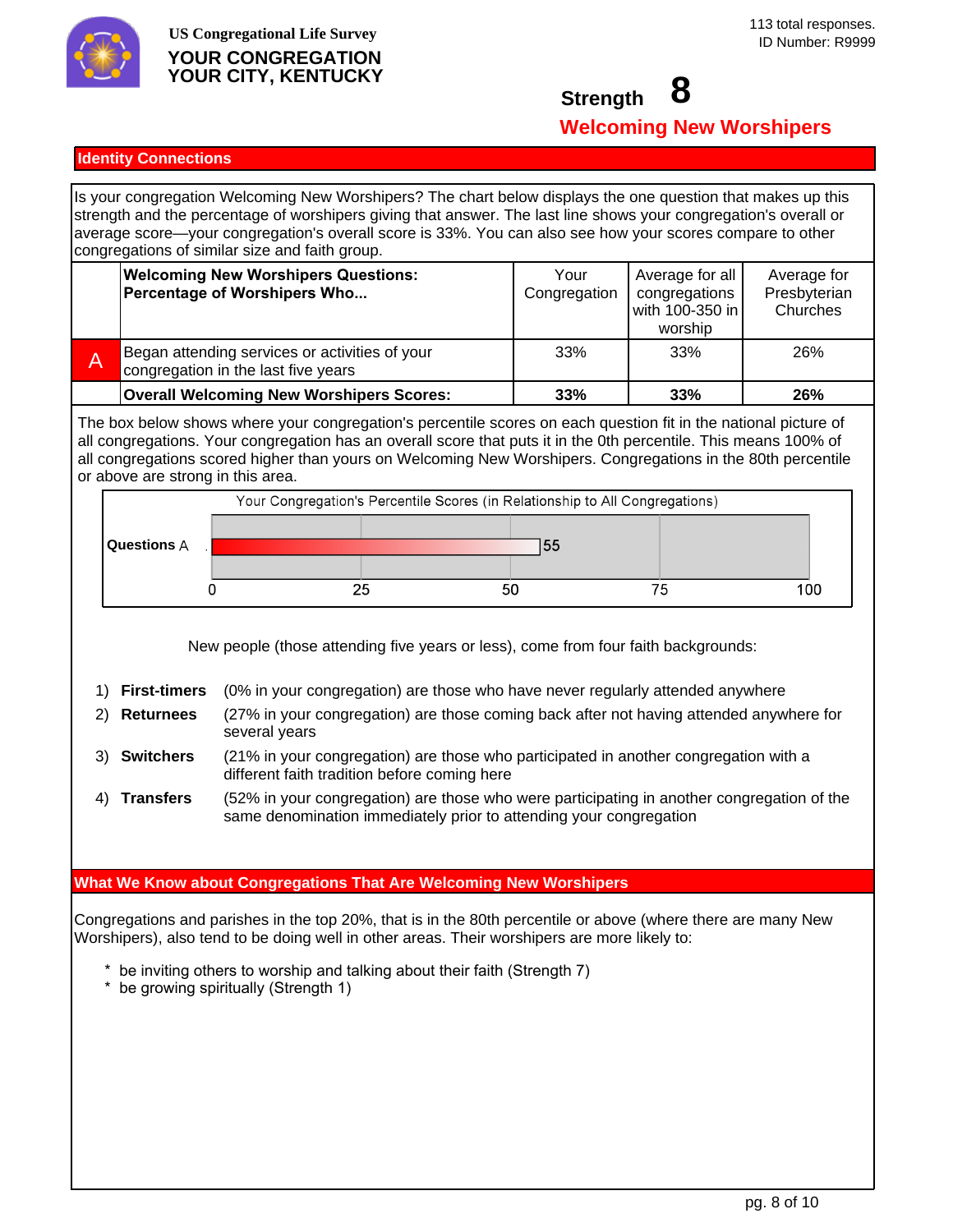US Congregational Life Survey

**YOUR CONGREGATION**
**YOUR CITY, KENTUCKY**

113 total responses.
ID Number: R9999

## Strength 8

## Welcoming New Worshipers

### Identity Connections

Is your congregation Welcoming New Worshipers? The chart below displays the one question that makes up this strength and the percentage of worshipers giving that answer. The last line shows your congregation's overall or average score—your congregation's overall score is 33%. You can also see how your scores compare to other congregations of similar size and faith group.

| | Welcoming New Worshipers Questions: Percentage of Worshipers Who... | Your Congregation | Average for all congregations with 100-350 in worship | Average for Presbyterian Churches |
|---|---|---|---|---|
| A | Began attending services or activities of your congregation in the last five years | 33% | 33% | 26% |
| | **Overall Welcoming New Worshipers Scores:** | **33%** | **33%** | **26%** |

The box below shows where your congregation's percentile scores on each question fit in the national picture of all congregations. Your congregation has an overall score that puts it in the 0th percentile. This means 100% of all congregations scored higher than yours on Welcoming New Worshipers. Congregations in the 80th percentile or above are strong in this area.

Your Congregation's Percentile Scores (in Relationship to All Congregations)

| Questions | Percentile (0–100) |
|---|---|
| A | 55 |

New people (those attending five years or less), come from four faith backgrounds:

1. **First-timers** (0% in your congregation) are those who have never regularly attended anywhere
2. **Returnees** (27% in your congregation) are those coming back after not having attended anywhere for several years
3. **Switchers** (21% in your congregation) are those who participated in another congregation with a different faith tradition before coming here
4. **Transfers** (52% in your congregation) are those who were participating in another congregation of the same denomination immediately prior to attending your congregation

### What We Know about Congregations That Are Welcoming New Worshipers

Congregations and parishes in the top 20%, that is in the 80th percentile or above (where there are many New Worshipers), also tend to be doing well in other areas. Their worshipers are more likely to:

* be inviting others to worship and talking about their faith (Strength 7)
* be growing spiritually (Strength 1)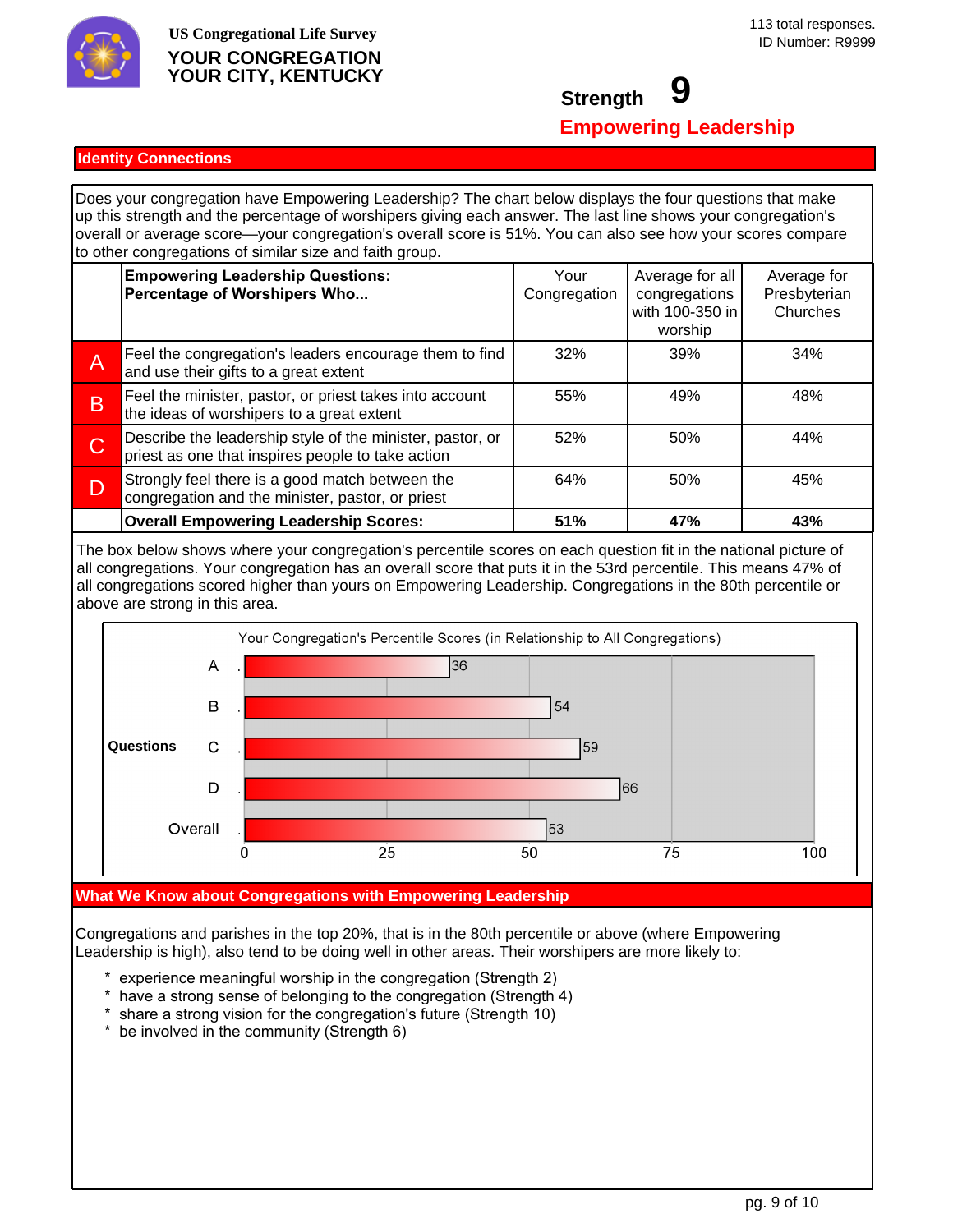US Congregational Life Survey

**YOUR CONGREGATION**
**YOUR CITY, KENTUCKY**

113 total responses.
ID Number: R9999

# Strength 9

## Empowering Leadership

### Identity Connections

Does your congregation have Empowering Leadership? The chart below displays the four questions that make up this strength and the percentage of worshipers giving each answer. The last line shows your congregation's overall or average score—your congregation's overall score is 51%. You can also see how your scores compare to other congregations of similar size and faith group.

| | **Empowering Leadership Questions: Percentage of Worshipers Who...** | Your Congregation | Average for all congregations with 100-350 in worship | Average for Presbyterian Churches |
|---|---|---|---|---|
| A | Feel the congregation's leaders encourage them to find and use their gifts to a great extent | 32% | 39% | 34% |
| B | Feel the minister, pastor, or priest takes into account the ideas of worshipers to a great extent | 55% | 49% | 48% |
| C | Describe the leadership style of the minister, pastor, or priest as one that inspires people to take action | 52% | 50% | 44% |
| D | Strongly feel there is a good match between the congregation and the minister, pastor, or priest | 64% | 50% | 45% |
| | **Overall Empowering Leadership Scores:** | **51%** | **47%** | **43%** |

The box below shows where your congregation's percentile scores on each question fit in the national picture of all congregations. Your congregation has an overall score that puts it in the 53rd percentile. This means 47% of all congregations scored higher than yours on Empowering Leadership. Congregations in the 80th percentile or above are strong in this area.

Your Congregation's Percentile Scores (in Relationship to All Congregations)

| Questions | Percentile |
|---|---|
| A | 36 |
| B | 54 |
| C | 59 |
| D | 66 |
| Overall | 53 |

### What We Know about Congregations with Empowering Leadership

Congregations and parishes in the top 20%, that is in the 80th percentile or above (where Empowering Leadership is high), also tend to be doing well in other areas. Their worshipers are more likely to:

* experience meaningful worship in the congregation (Strength 2)
* have a strong sense of belonging to the congregation (Strength 4)
* share a strong vision for the congregation's future (Strength 10)
* be involved in the community (Strength 6)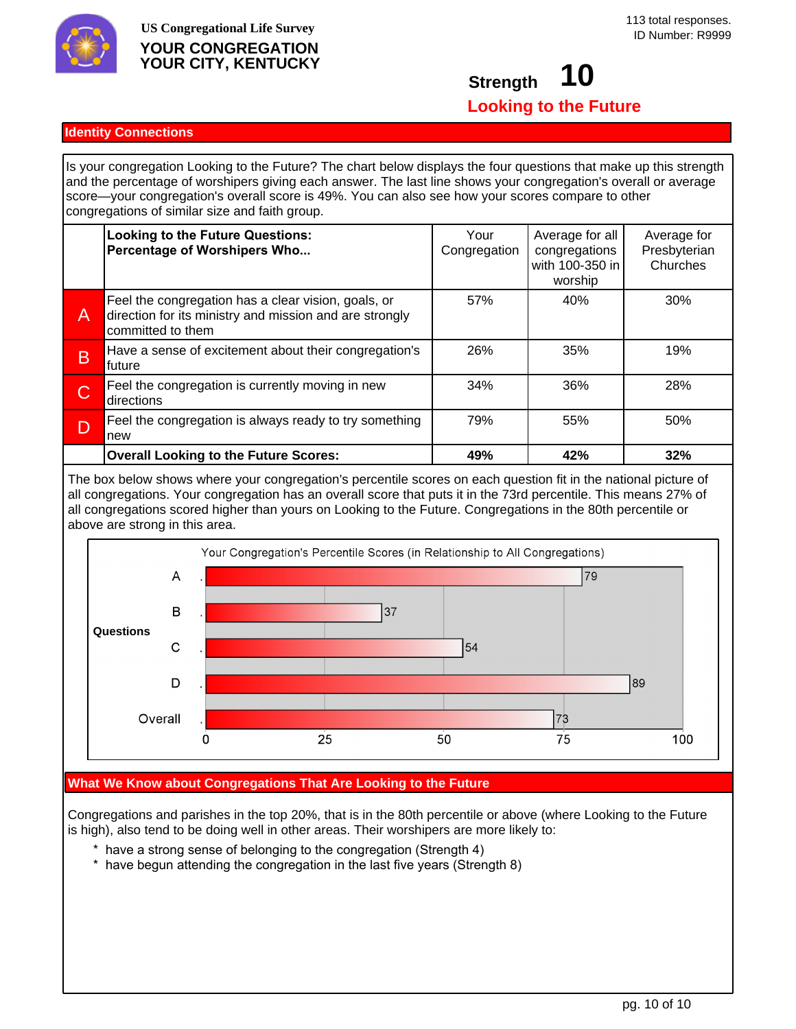US Congregational Life Survey

**YOUR CONGREGATION**
**YOUR CITY, KENTUCKY**

113 total responses.
ID Number: R9999

## Strength 10
## Looking to the Future

### Identity Connections

Is your congregation Looking to the Future? The chart below displays the four questions that make up this strength and the percentage of worshipers giving each answer. The last line shows your congregation's overall or average score—your congregation's overall score is 49%. You can also see how your scores compare to other congregations of similar size and faith group.

| | **Looking to the Future Questions: Percentage of Worshipers Who...** | Your Congregation | Average for all congregations with 100-350 in worship | Average for Presbyterian Churches |
|---|---|---|---|---|
| A | Feel the congregation has a clear vision, goals, or direction for its ministry and mission and are strongly committed to them | 57% | 40% | 30% |
| B | Have a sense of excitement about their congregation's future | 26% | 35% | 19% |
| C | Feel the congregation is currently moving in new directions | 34% | 36% | 28% |
| D | Feel the congregation is always ready to try something new | 79% | 55% | 50% |
| | **Overall Looking to the Future Scores:** | **49%** | **42%** | **32%** |

The box below shows where your congregation's percentile scores on each question fit in the national picture of all congregations. Your congregation has an overall score that puts it in the 73rd percentile. This means 27% of all congregations scored higher than yours on Looking to the Future. Congregations in the 80th percentile or above are strong in this area.

Your Congregation's Percentile Scores (in Relationship to All Congregations)

Questions
A 79
B 37
C 54
D 89
Overall 73
0 25 50 75 100

### What We Know about Congregations That Are Looking to the Future

Congregations and parishes in the top 20%, that is in the 80th percentile or above (where Looking to the Future is high), also tend to be doing well in other areas. Their worshipers are more likely to:

* have a strong sense of belonging to the congregation (Strength 4)
* have begun attending the congregation in the last five years (Strength 8)